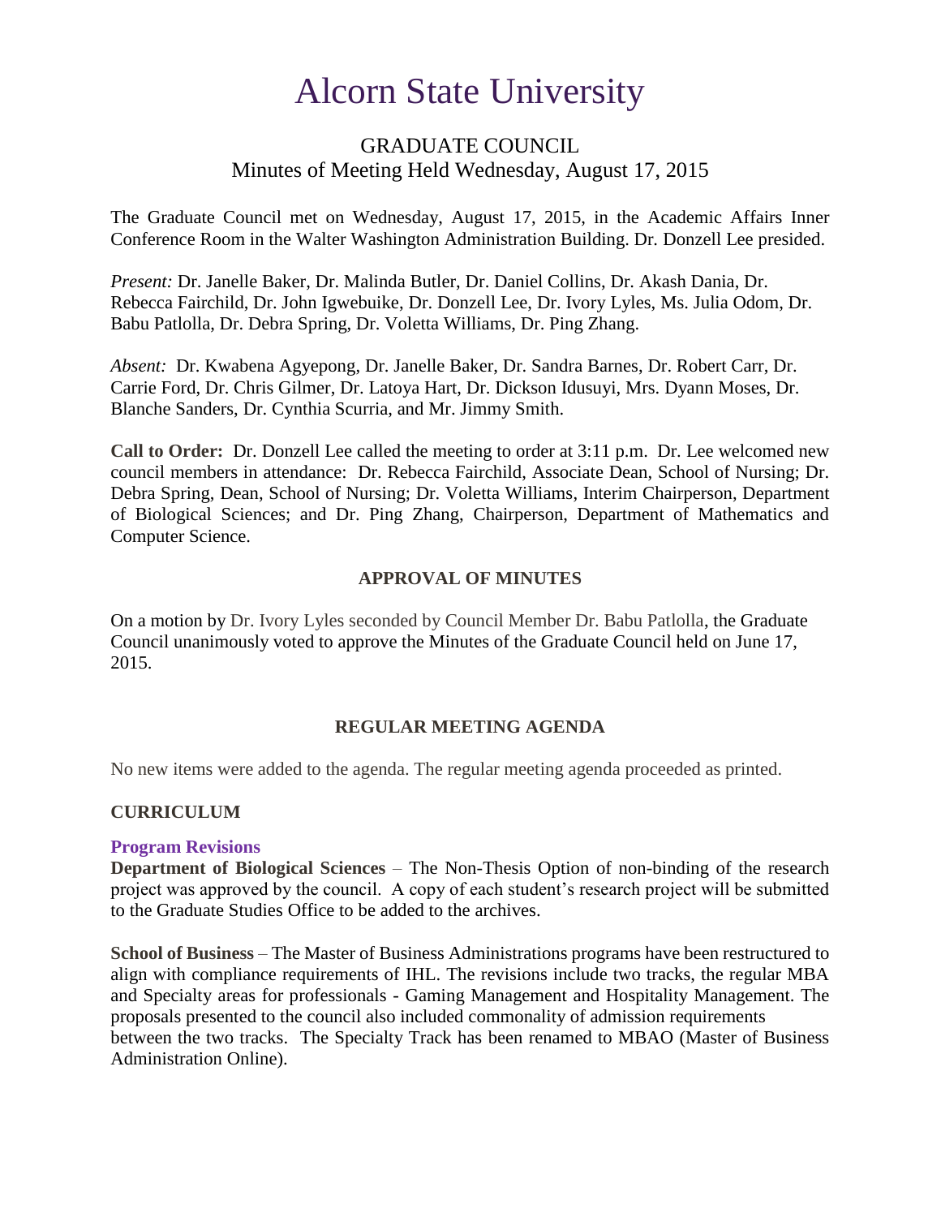# Alcorn State University

## GRADUATE COUNCIL
Minutes of Meeting Held Wednesday, August 17, 2015

The Graduate Council met on Wednesday, August 17, 2015, in the Academic Affairs Inner Conference Room in the Walter Washington Administration Building. Dr. Donzell Lee presided.

*Present:* Dr. Janelle Baker, Dr. Malinda Butler, Dr. Daniel Collins, Dr. Akash Dania, Dr. Rebecca Fairchild, Dr. John Igwebuike, Dr. Donzell Lee, Dr. Ivory Lyles, Ms. Julia Odom, Dr. Babu Patlolla, Dr. Debra Spring, Dr. Voletta Williams, Dr. Ping Zhang.

*Absent:* Dr. Kwabena Agyepong, Dr. Janelle Baker, Dr. Sandra Barnes, Dr. Robert Carr, Dr. Carrie Ford, Dr. Chris Gilmer, Dr. Latoya Hart, Dr. Dickson Idusuyi, Mrs. Dyann Moses, Dr. Blanche Sanders, Dr. Cynthia Scurria, and Mr. Jimmy Smith.

**Call to Order:** Dr. Donzell Lee called the meeting to order at 3:11 p.m. Dr. Lee welcomed new council members in attendance: Dr. Rebecca Fairchild, Associate Dean, School of Nursing; Dr. Debra Spring, Dean, School of Nursing; Dr. Voletta Williams, Interim Chairperson, Department of Biological Sciences; and Dr. Ping Zhang, Chairperson, Department of Mathematics and Computer Science.

### APPROVAL OF MINUTES

On a motion by Dr. Ivory Lyles seconded by Council Member Dr. Babu Patlolla, the Graduate Council unanimously voted to approve the Minutes of the Graduate Council held on June 17, 2015.

### REGULAR MEETING AGENDA

No new items were added to the agenda. The regular meeting agenda proceeded as printed.

### CURRICULUM

#### Program Revisions

**Department of Biological Sciences** – The Non-Thesis Option of non-binding of the research project was approved by the council. A copy of each student's research project will be submitted to the Graduate Studies Office to be added to the archives.

**School of Business** – The Master of Business Administrations programs have been restructured to align with compliance requirements of IHL. The revisions include two tracks, the regular MBA and Specialty areas for professionals - Gaming Management and Hospitality Management. The proposals presented to the council also included commonality of admission requirements between the two tracks. The Specialty Track has been renamed to MBAO (Master of Business Administration Online).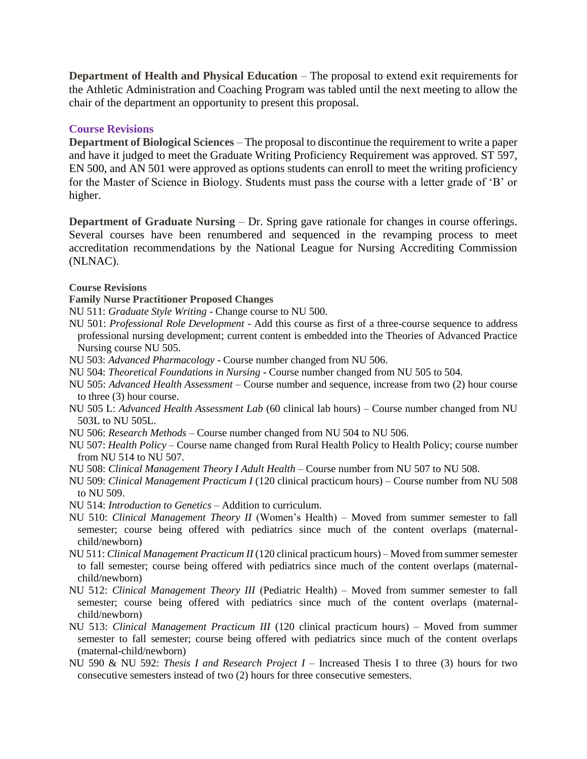**Department of Health and Physical Education** – The proposal to extend exit requirements for the Athletic Administration and Coaching Program was tabled until the next meeting to allow the chair of the department an opportunity to present this proposal.

## Course Revisions

**Department of Biological Sciences** – The proposal to discontinue the requirement to write a paper and have it judged to meet the Graduate Writing Proficiency Requirement was approved. ST 597, EN 500, and AN 501 were approved as options students can enroll to meet the writing proficiency for the Master of Science in Biology. Students must pass the course with a letter grade of 'B' or higher.

**Department of Graduate Nursing** – Dr. Spring gave rationale for changes in course offerings. Several courses have been renumbered and sequenced in the revamping process to meet accreditation recommendations by the National League for Nursing Accrediting Commission (NLNAC).

**Course Revisions**

**Family Nurse Practitioner Proposed Changes**

NU 511: *Graduate Style Writing* - Change course to NU 500.

NU 501: *Professional Role Development* - Add this course as first of a three-course sequence to address professional nursing development; current content is embedded into the Theories of Advanced Practice Nursing course NU 505.

NU 503: *Advanced Pharmacology* - Course number changed from NU 506.

NU 504: *Theoretical Foundations in Nursing* - Course number changed from NU 505 to 504.

NU 505: *Advanced Health Assessment* – Course number and sequence, increase from two (2) hour course to three (3) hour course.

NU 505 L: *Advanced Health Assessment Lab* (60 clinical lab hours) – Course number changed from NU 503L to NU 505L.

NU 506: *Research Methods* – Course number changed from NU 504 to NU 506.

NU 507: *Health Policy* – Course name changed from Rural Health Policy to Health Policy; course number from NU 514 to NU 507.

NU 508: *Clinical Management Theory I Adult Health* – Course number from NU 507 to NU 508.

NU 509: *Clinical Management Practicum I* (120 clinical practicum hours) – Course number from NU 508 to NU 509.

NU 514: *Introduction to Genetics* – Addition to curriculum.

NU 510: *Clinical Management Theory II* (Women's Health) – Moved from summer semester to fall semester; course being offered with pediatrics since much of the content overlaps (maternal-child/newborn)

NU 511: *Clinical Management Practicum II* (120 clinical practicum hours) – Moved from summer semester to fall semester; course being offered with pediatrics since much of the content overlaps (maternal-child/newborn)

NU 512: *Clinical Management Theory III* (Pediatric Health) – Moved from summer semester to fall semester; course being offered with pediatrics since much of the content overlaps (maternal-child/newborn)

NU 513: *Clinical Management Practicum III* (120 clinical practicum hours) – Moved from summer semester to fall semester; course being offered with pediatrics since much of the content overlaps (maternal-child/newborn)

NU 590 & NU 592: *Thesis I and Research Project I* – Increased Thesis I to three (3) hours for two consecutive semesters instead of two (2) hours for three consecutive semesters.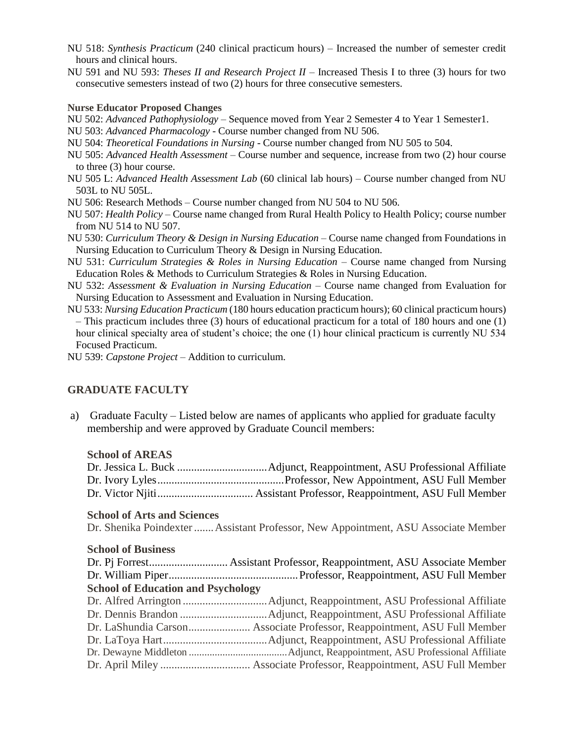NU 518: *Synthesis Practicum* (240 clinical practicum hours) – Increased the number of semester credit hours and clinical hours.

NU 591 and NU 593: *Theses II and Research Project II* – Increased Thesis I to three (3) hours for two consecutive semesters instead of two (2) hours for three consecutive semesters.

**Nurse Educator Proposed Changes**

NU 502: *Advanced Pathophysiology* – Sequence moved from Year 2 Semester 4 to Year 1 Semester1.

NU 503: *Advanced Pharmacology* - Course number changed from NU 506.

NU 504: *Theoretical Foundations in Nursing* - Course number changed from NU 505 to 504.

NU 505: *Advanced Health Assessment* – Course number and sequence, increase from two (2) hour course to three (3) hour course.

NU 505 L: *Advanced Health Assessment Lab* (60 clinical lab hours) – Course number changed from NU 503L to NU 505L.

NU 506: Research Methods – Course number changed from NU 504 to NU 506.

NU 507: *Health Policy* – Course name changed from Rural Health Policy to Health Policy; course number from NU 514 to NU 507.

NU 530: *Curriculum Theory & Design in Nursing Education* – Course name changed from Foundations in Nursing Education to Curriculum Theory & Design in Nursing Education.

NU 531: *Curriculum Strategies & Roles in Nursing Education* – Course name changed from Nursing Education Roles & Methods to Curriculum Strategies & Roles in Nursing Education.

NU 532: *Assessment & Evaluation in Nursing Education* – Course name changed from Evaluation for Nursing Education to Assessment and Evaluation in Nursing Education.

NU 533: *Nursing Education Practicum* (180 hours education practicum hours); 60 clinical practicum hours) – This practicum includes three (3) hours of educational practicum for a total of 180 hours and one (1) hour clinical specialty area of student's choice; the one (1) hour clinical practicum is currently NU 534 Focused Practicum.

NU 539: *Capstone Project* – Addition to curriculum.

## GRADUATE FACULTY

a) Graduate Faculty – Listed below are names of applicants who applied for graduate faculty membership and were approved by Graduate Council members:

**School of AREAS**

Dr. Jessica L. Buck ................................Adjunct, Reappointment, ASU Professional Affiliate
Dr. Ivory Lyles............................................Professor, New Appointment, ASU Full Member
Dr. Victor Njiti................................. Assistant Professor, Reappointment, ASU Full Member

**School of Arts and Sciences**

Dr. Shenika Poindexter .......Assistant Professor, New Appointment, ASU Associate Member

**School of Business**

Dr. Pj Forrest........................... Assistant Professor, Reappointment, ASU Associate Member
Dr. William Piper.............................................Professor, Reappointment, ASU Full Member

**School of Education and Psychology**

Dr. Alfred Arrington .............................Adjunct, Reappointment, ASU Professional Affiliate
Dr. Dennis Brandon ...............................Adjunct, Reappointment, ASU Professional Affiliate
Dr. LaShundia Carson...................... Associate Professor, Reappointment, ASU Full Member
Dr. LaToya Hart.....................................Adjunct, Reappointment, ASU Professional Affiliate
Dr. Dewayne Middleton .....................................Adjunct, Reappointment, ASU Professional Affiliate
Dr. April Miley ................................ Associate Professor, Reappointment, ASU Full Member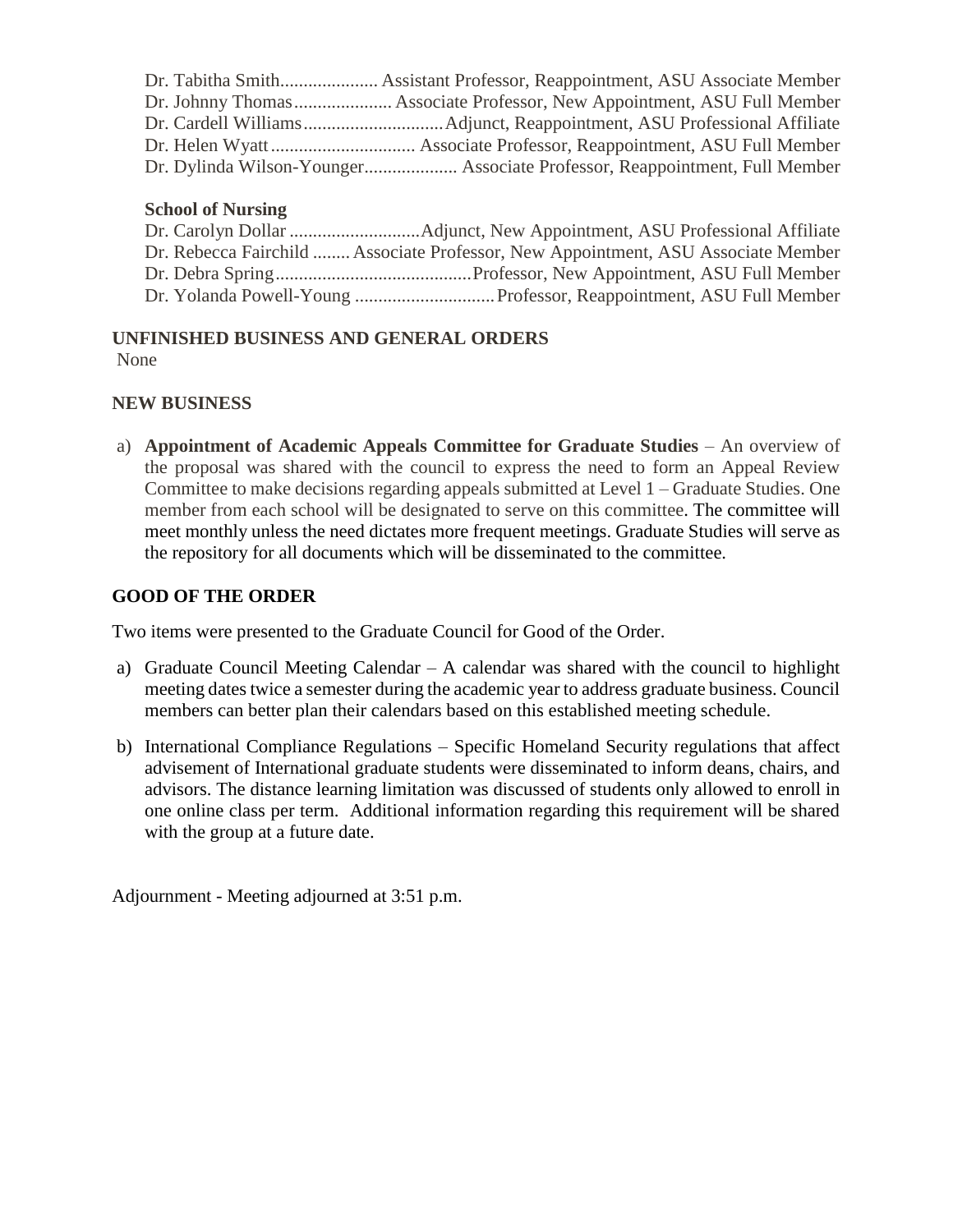Dr. Tabitha Smith..................... Assistant Professor, Reappointment, ASU Associate Member
Dr. Johnny Thomas..................... Associate Professor, New Appointment, ASU Full Member
Dr. Cardell Williams.............................Adjunct, Reappointment, ASU Professional Affiliate
Dr. Helen Wyatt............................... Associate Professor, Reappointment, ASU Full Member
Dr. Dylinda Wilson-Younger.................... Associate Professor, Reappointment, Full Member

**School of Nursing**

Dr. Carolyn Dollar ............................Adjunct, New Appointment, ASU Professional Affiliate
Dr. Rebecca Fairchild ........ Associate Professor, New Appointment, ASU Associate Member
Dr. Debra Spring..........................................Professor, New Appointment, ASU Full Member
Dr. Yolanda Powell-Young .............................Professor, Reappointment, ASU Full Member

**UNFINISHED BUSINESS AND GENERAL ORDERS**

None

**NEW BUSINESS**

a) **Appointment of Academic Appeals Committee for Graduate Studies** – An overview of the proposal was shared with the council to express the need to form an Appeal Review Committee to make decisions regarding appeals submitted at Level 1 – Graduate Studies. One member from each school will be designated to serve on this committee. The committee will meet monthly unless the need dictates more frequent meetings. Graduate Studies will serve as the repository for all documents which will be disseminated to the committee.

**GOOD OF THE ORDER**

Two items were presented to the Graduate Council for Good of the Order.

a) Graduate Council Meeting Calendar – A calendar was shared with the council to highlight meeting dates twice a semester during the academic year to address graduate business. Council members can better plan their calendars based on this established meeting schedule.

b) International Compliance Regulations – Specific Homeland Security regulations that affect advisement of International graduate students were disseminated to inform deans, chairs, and advisors. The distance learning limitation was discussed of students only allowed to enroll in one online class per term. Additional information regarding this requirement will be shared with the group at a future date.

Adjournment - Meeting adjourned at 3:51 p.m.